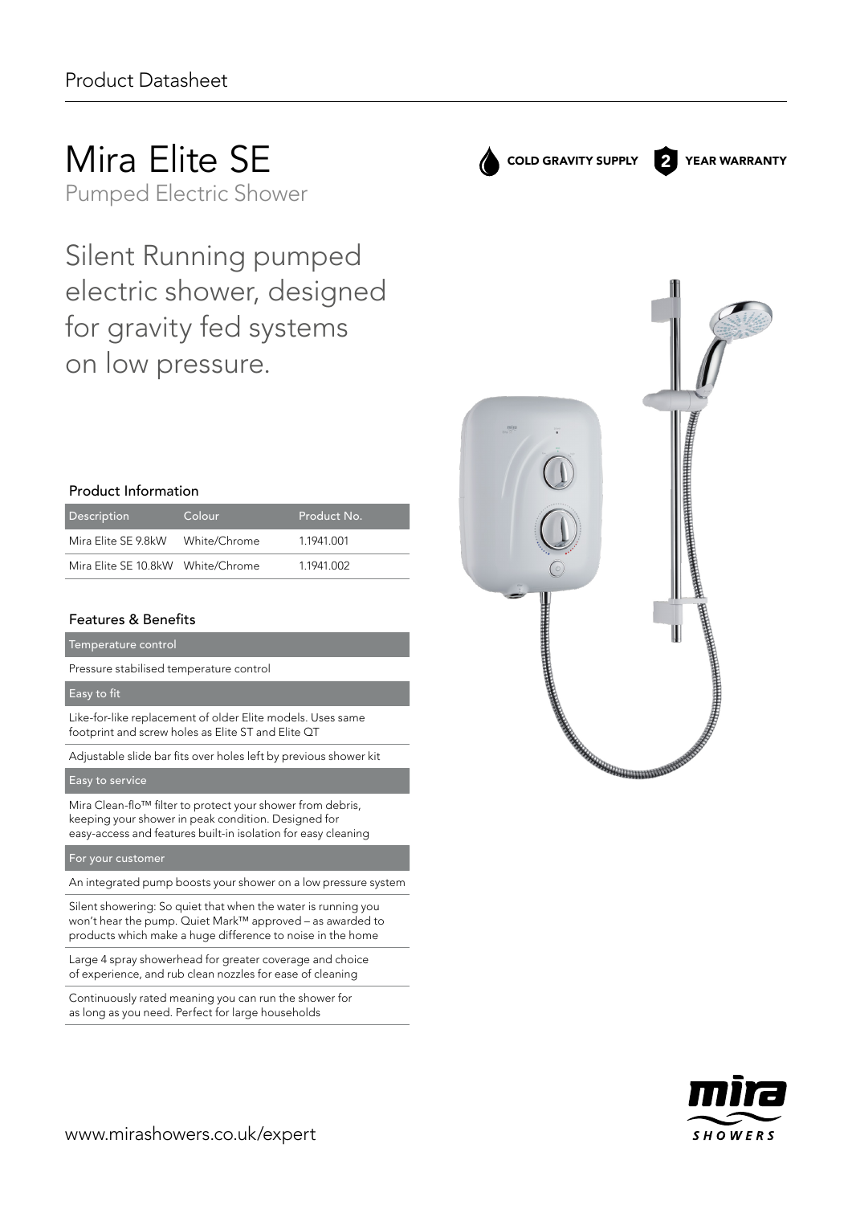Product Datasheet

# Mira Elite SE

Pumped Electric Shower

COLD GRAVITY SUPPLY

2 YEAR WARRANTY

## Silent Running pumped electric shower, designed for gravity fed systems on low pressure.

### Product Information

| Description | Colour | Product No. |
|---|---|---|
| Mira Elite SE 9.8kW | White/Chrome | 1.1941.001 |
| Mira Elite SE 10.8kW | White/Chrome | 1.1941.002 |

### Features & Benefits

| Temperature control |
|---|
| Pressure stabilised temperature control |

| Easy to fit |
|---|
| Like-for-like replacement of older Elite models. Uses same footprint and screw holes as Elite ST and Elite QT |
| Adjustable slide bar fits over holes left by previous shower kit |

| Easy to service |
|---|
| Mira Clean-flo™ filter to protect your shower from debris, keeping your shower in peak condition. Designed for easy-access and features built-in isolation for easy cleaning |

| For your customer |
|---|
| An integrated pump boosts your shower on a low pressure system |
| Silent showering: So quiet that when the water is running you won't hear the pump. Quiet Mark™ approved – as awarded to products which make a huge difference to noise in the home |
| Large 4 spray showerhead for greater coverage and choice of experience, and rub clean nozzles for ease of cleaning |
| Continuously rated meaning you can run the shower for as long as you need. Perfect for large households |

www.mirashowers.co.uk/expert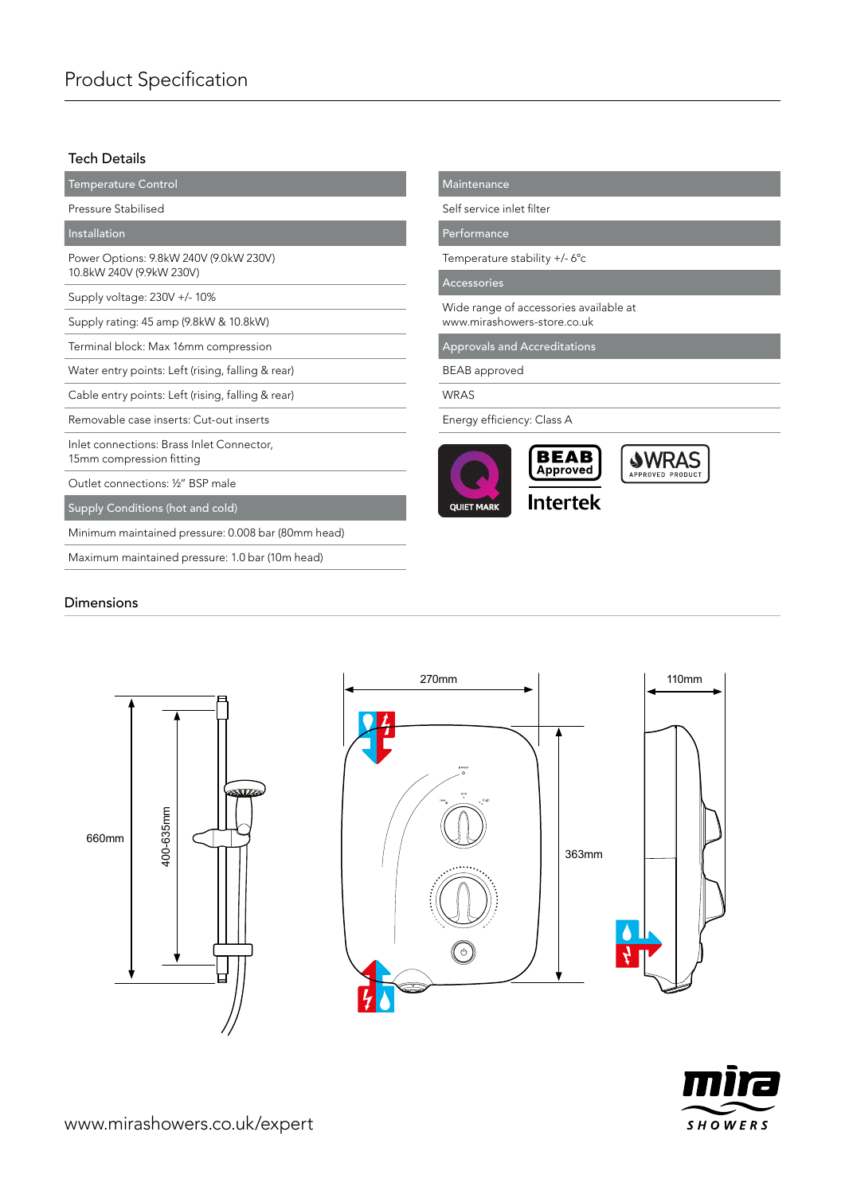# Product Specification

## Tech Details

| Temperature Control |
|---|
| Pressure Stabilised |

| Installation |
|---|
| Power Options: 9.8kW 240V (9.0kW 230V) 10.8kW 240V (9.9kW 230V) |
| Supply voltage: 230V +/- 10% |
| Supply rating: 45 amp (9.8kW & 10.8kW) |
| Terminal block: Max 16mm compression |
| Water entry points: Left (rising, falling & rear) |
| Cable entry points: Left (rising, falling & rear) |
| Removable case inserts: Cut-out inserts |
| Inlet connections: Brass Inlet Connector, 15mm compression fitting |
| Outlet connections: ½" BSP male |

| Supply Conditions (hot and cold) |
|---|
| Minimum maintained pressure: 0.008 bar (80mm head) |
| Maximum maintained pressure: 1.0 bar (10m head) |

| Maintenance |
|---|
| Self service inlet filter |

| Performance |
|---|
| Temperature stability +/- 6°c |

| Accessories |
|---|
| Wide range of accessories available at www.mirashowers-store.co.uk |

| Approvals and Accreditations |
|---|
| BEAB approved |
| WRAS |
| Energy efficiency: Class A |

QUIET MARK

BEAB Approved

Intertek

WRAS APPROVED PRODUCT

## Dimensions

660mm

400-635mm

270mm

363mm

110mm

www.mirashowers.co.uk/expert

mira SHOWERS